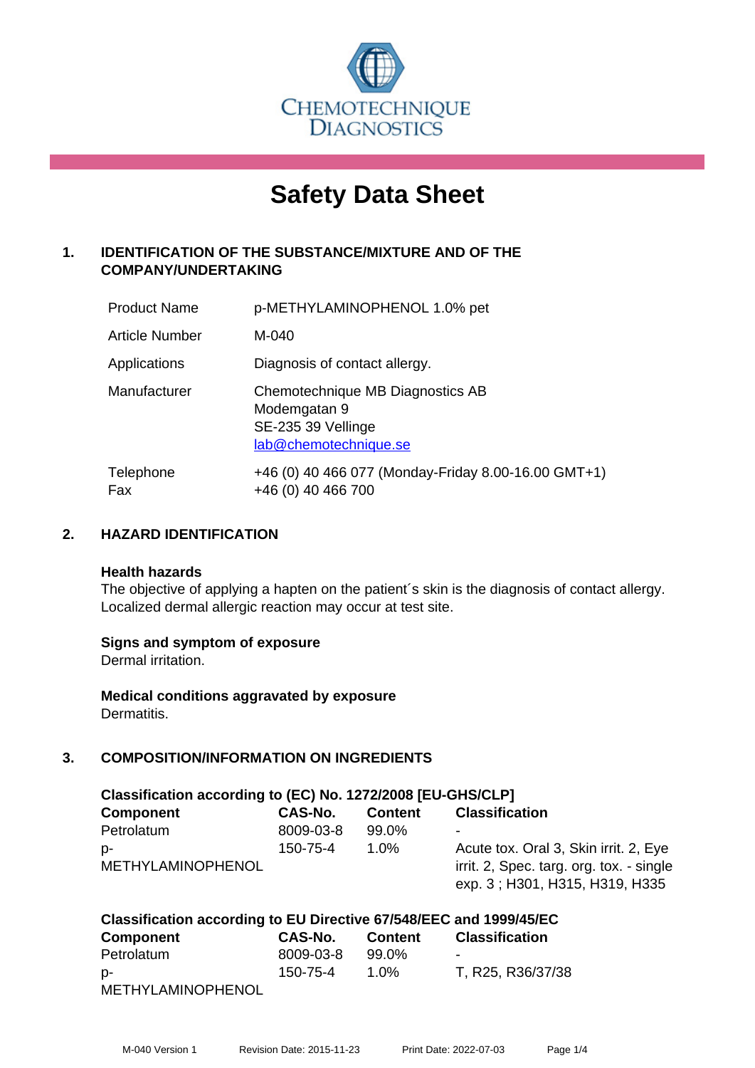CHEMOTECHNIQUE DIAGNOSTICS

# Safety Data Sheet

## 1. IDENTIFICATION OF THE SUBSTANCE/MIXTURE AND OF THE COMPANY/UNDERTAKING

| | |
|---|---|
| Product Name | p-METHYLAMINOPHENOL 1.0% pet |
| Article Number | M-040 |
| Applications | Diagnosis of contact allergy. |
| Manufacturer | Chemotechnique MB Diagnostics AB<br>Modemgatan 9<br>SE-235 39 Vellinge<br>lab@chemotechnique.se |
| Telephone<br>Fax | +46 (0) 40 466 077 (Monday-Friday 8.00-16.00 GMT+1)<br>+46 (0) 40 466 700 |

## 2. HAZARD IDENTIFICATION

**Health hazards**
The objective of applying a hapten on the patient´s skin is the diagnosis of contact allergy. Localized dermal allergic reaction may occur at test site.

**Signs and symptom of exposure**
Dermal irritation.

**Medical conditions aggravated by exposure**
Dermatitis.

## 3. COMPOSITION/INFORMATION ON INGREDIENTS

**Classification according to (EC) No. 1272/2008 [EU-GHS/CLP]**

| Component | CAS-No. | Content | Classification |
|---|---|---|---|
| Petrolatum | 8009-03-8 | 99.0% | - |
| p-METHYLAMINOPHENOL | 150-75-4 | 1.0% | Acute tox. Oral 3, Skin irrit. 2, Eye irrit. 2, Spec. targ. org. tox. - single exp. 3 ; H301, H315, H319, H335 |

**Classification according to EU Directive 67/548/EEC and 1999/45/EC**

| Component | CAS-No. | Content | Classification |
|---|---|---|---|
| Petrolatum | 8009-03-8 | 99.0% | - |
| p-METHYLAMINOPHENOL | 150-75-4 | 1.0% | T, R25, R36/37/38 |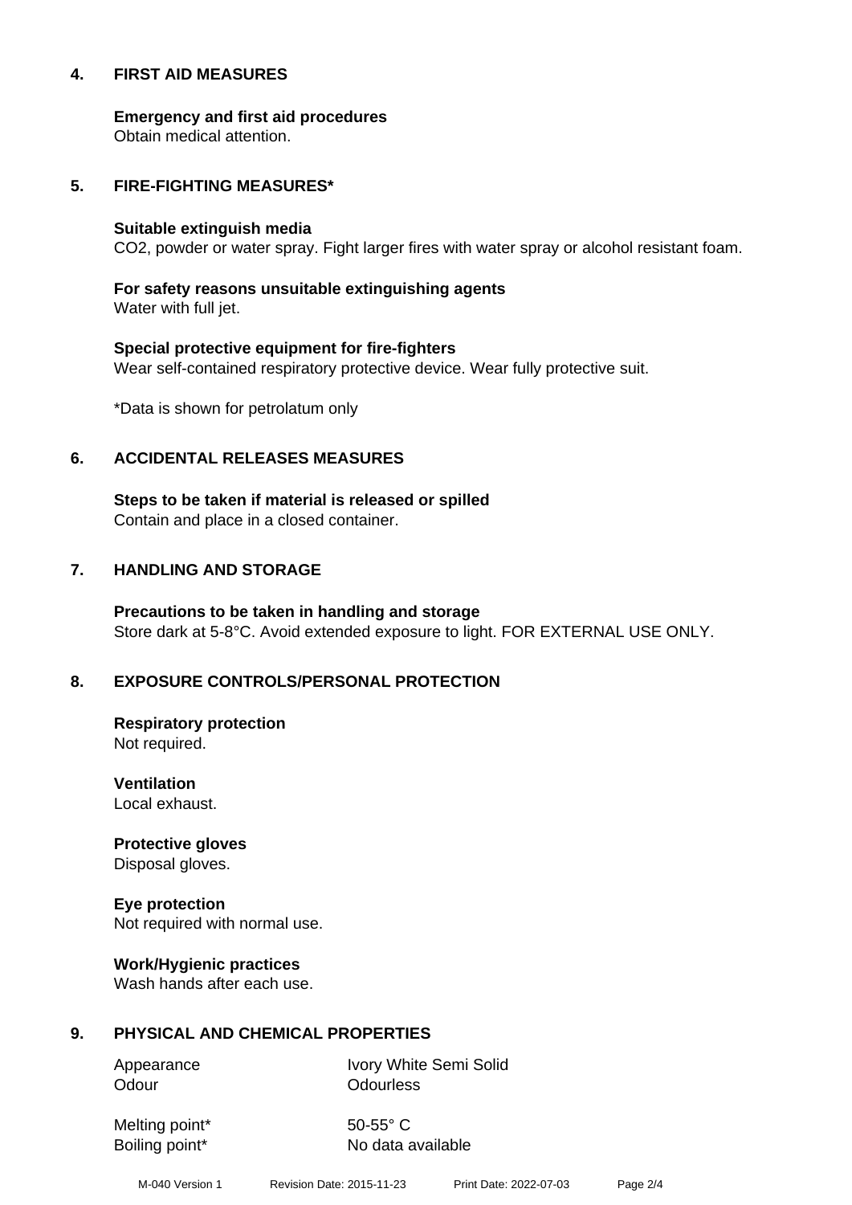## 4. FIRST AID MEASURES

**Emergency and first aid procedures**
Obtain medical attention.

## 5. FIRE-FIGHTING MEASURES*

**Suitable extinguish media**
$CO_2$, powder or water spray. Fight larger fires with water spray or alcohol resistant foam.

**For safety reasons unsuitable extinguishing agents**
Water with full jet.

**Special protective equipment for fire-fighters**
Wear self-contained respiratory protective device. Wear fully protective suit.

*Data is shown for petrolatum only

## 6. ACCIDENTAL RELEASES MEASURES

**Steps to be taken if material is released or spilled**
Contain and place in a closed container.

## 7. HANDLING AND STORAGE

**Precautions to be taken in handling and storage**
Store dark at 5-8°C. Avoid extended exposure to light. FOR EXTERNAL USE ONLY.

## 8. EXPOSURE CONTROLS/PERSONAL PROTECTION

**Respiratory protection**
Not required.

**Ventilation**
Local exhaust.

**Protective gloves**
Disposal gloves.

**Eye protection**
Not required with normal use.

**Work/Hygienic practices**
Wash hands after each use.

## 9. PHYSICAL AND CHEMICAL PROPERTIES

| | |
|---|---|
| Appearance | Ivory White Semi Solid |
| Odour | Odourless |
| Melting point* | 50-55° C |
| Boiling point* | No data available |

M-040 Version 1 Revision Date: 2015-11-23 Print Date: 2022-07-03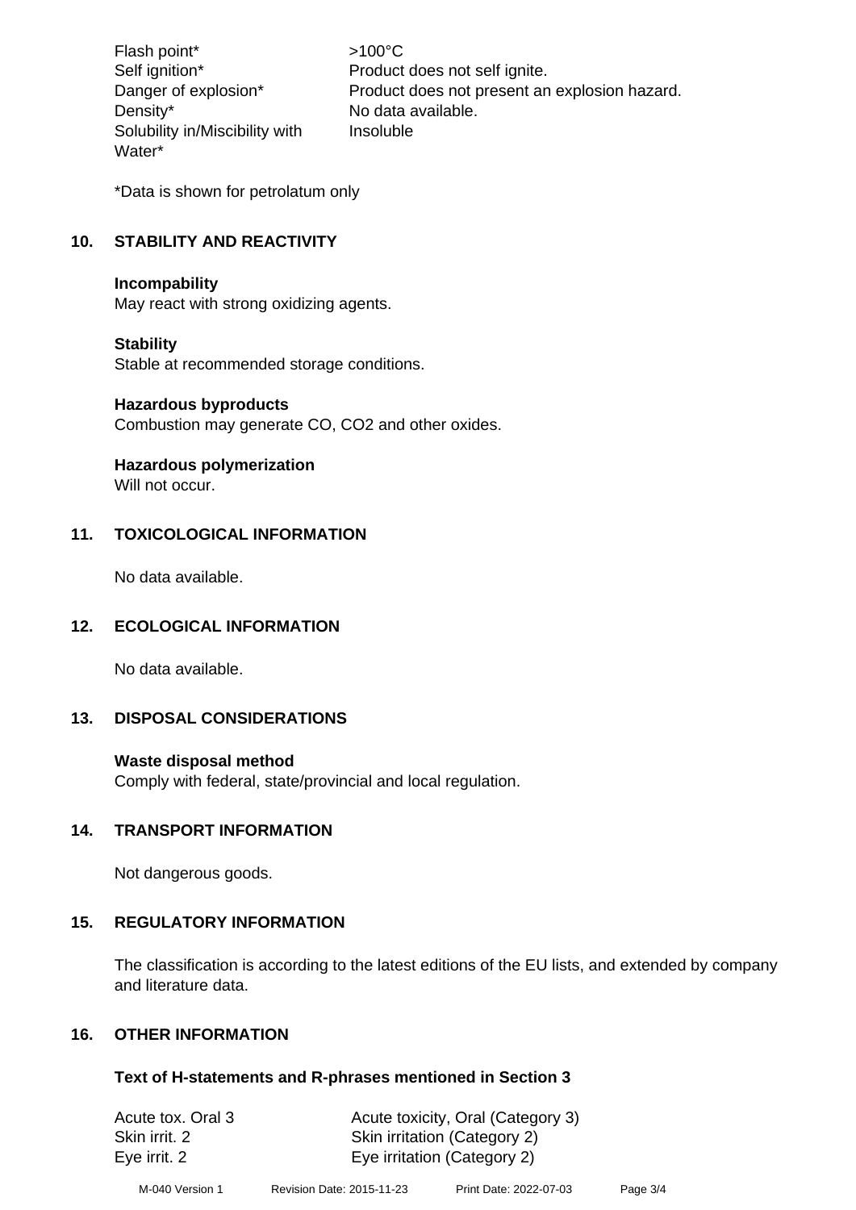| | |
|---|---|
| Flash point* | >100°C |
| Self ignition* | Product does not self ignite. |
| Danger of explosion* | Product does not present an explosion hazard. |
| Density* | No data available. |
| Solubility in/Miscibility with Water* | Insoluble |

*Data is shown for petrolatum only

## 10. STABILITY AND REACTIVITY

**Incompability**
May react with strong oxidizing agents.

**Stability**
Stable at recommended storage conditions.

**Hazardous byproducts**
Combustion may generate CO, $CO_2$ and other oxides.

**Hazardous polymerization**
Will not occur.

## 11. TOXICOLOGICAL INFORMATION

No data available.

## 12. ECOLOGICAL INFORMATION

No data available.

## 13. DISPOSAL CONSIDERATIONS

**Waste disposal method**
Comply with federal, state/provincial and local regulation.

## 14. TRANSPORT INFORMATION

Not dangerous goods.

## 15. REGULATORY INFORMATION

The classification is according to the latest editions of the EU lists, and extended by company and literature data.

## 16. OTHER INFORMATION

**Text of H-statements and R-phrases mentioned in Section 3**

| | |
|---|---|
| Acute tox. Oral 3 | Acute toxicity, Oral (Category 3) |
| Skin irrit. 2 | Skin irritation (Category 2) |
| Eye irrit. 2 | Eye irritation (Category 2) |

M-040 Version 1 Revision Date: 2015-11-23 Print Date: 2022-07-03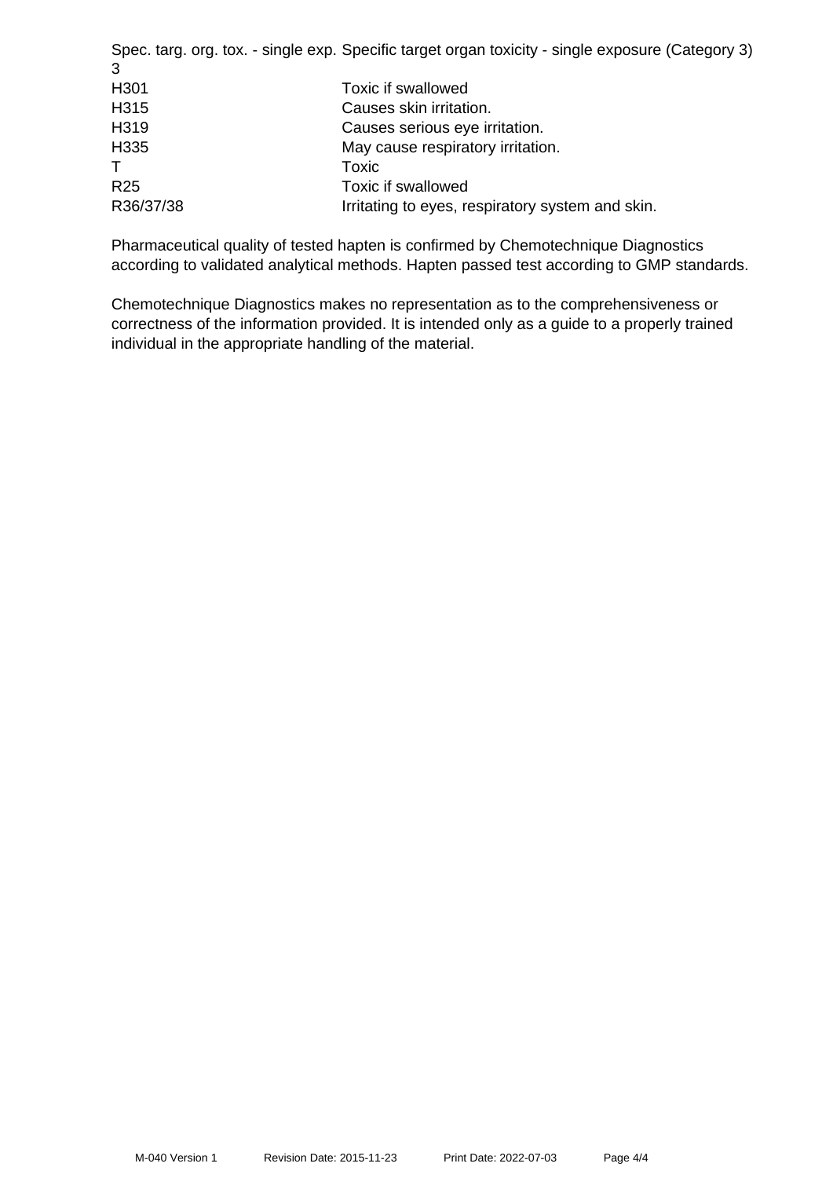| | |
|---|---|
| Spec. targ. org. tox. - single exp. 3 | Specific target organ toxicity - single exposure (Category 3) |
| H301 | Toxic if swallowed |
| H315 | Causes skin irritation. |
| H319 | Causes serious eye irritation. |
| H335 | May cause respiratory irritation. |
| T | Toxic |
| R25 | Toxic if swallowed |
| R36/37/38 | Irritating to eyes, respiratory system and skin. |

Pharmaceutical quality of tested hapten is confirmed by Chemotechnique Diagnostics according to validated analytical methods. Hapten passed test according to GMP standards.

Chemotechnique Diagnostics makes no representation as to the comprehensiveness or correctness of the information provided. It is intended only as a guide to a properly trained individual in the appropriate handling of the material.